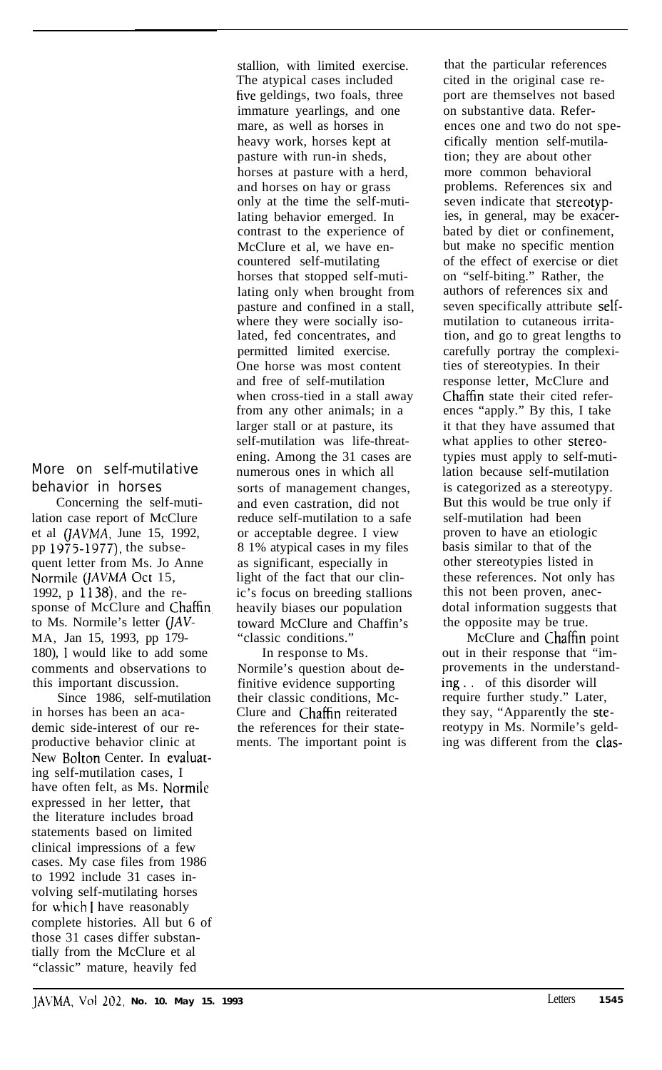## More on self-mutilative behavior in horses

Concerning the self-mutilation case report of McClure et al (*JAVMA*, June 15, 1992, pp 1975-1977), the subsequent letter from Ms. Jo Anne Normile (*JAVMA* Oct 15, 1992, p 1138), and the response of McClure and Chaffin to Ms. Normile's letter (*JAVMA*, Jan 15, 1993, pp 179-180), I would like to add some comments and observations to this important discussion.

Since 1986, self-mutilation in horses has been an academic side-interest of our reproductive behavior clinic at New Bolton Center. In evaluating self-mutilation cases, I have often felt, as Ms. Normile expressed in her letter, that the literature includes broad statements based on limited clinical impressions of a few cases. My case files from 1986 to 1992 include 31 cases involving self-mutilating horses for which I have reasonably complete histories. All but 6 of those 31 cases differ substantially from the McClure et al "classic" mature, heavily fed stallion, with limited exercise. The atypical cases included five geldings, two foals, three immature yearlings, and one mare, as well as horses in heavy work, horses kept at pasture with run-in sheds, horses at pasture with a herd, and horses on hay or grass only at the time the self-mutilating behavior emerged. In contrast to the experience of McClure et al, we have encountered self-mutilating horses that stopped self-mutilating only when brought from pasture and confined in a stall, where they were socially isolated, fed concentrates, and permitted limited exercise. One horse was most content and free of self-mutilation when cross-tied in a stall away from any other animals; in a larger stall or at pasture, its self-mutilation was life-threatening. Among the 31 cases are numerous ones in which all sorts of management changes, and even castration, did not reduce self-mutilation to a safe or acceptable degree. I view 81% atypical cases in my files as significant, especially in light of the fact that our clinic's focus on breeding stallions heavily biases our population toward McClure and Chaffin's "classic conditions."

In response to Ms. Normile's question about definitive evidence supporting their classic conditions, McClure and Chaffin reiterated the references for their statements. The important point is that the particular references cited in the original case report are themselves not based on substantive data. References one and two do not specifically mention self-mutilation; they are about other more common behavioral problems. References six and seven indicate that stereotypies, in general, may be exacerbated by diet or confinement, but make no specific mention of the effect of exercise or diet on "self-biting." Rather, the authors of references six and seven specifically attribute self-mutilation to cutaneous irritation, and go to great lengths to carefully portray the complexities of stereotypies. In their response letter, McClure and Chaffin state their cited references "apply." By this, I take it that they have assumed that what applies to other stereotypies must apply to self-mutilation because self-mutilation is categorized as a stereotypy. But this would be true only if self-mutilation had been proven to have an etiologic basis similar to that of the other stereotypies listed in these references. Not only has this not been proven, anecdotal information suggests that the opposite may be true.

McClure and Chaffin point out in their response that "improvements in the understanding . . of this disorder will require further study." Later, they say, "Apparently the stereotypy in Ms. Normile's gelding was different from the clas-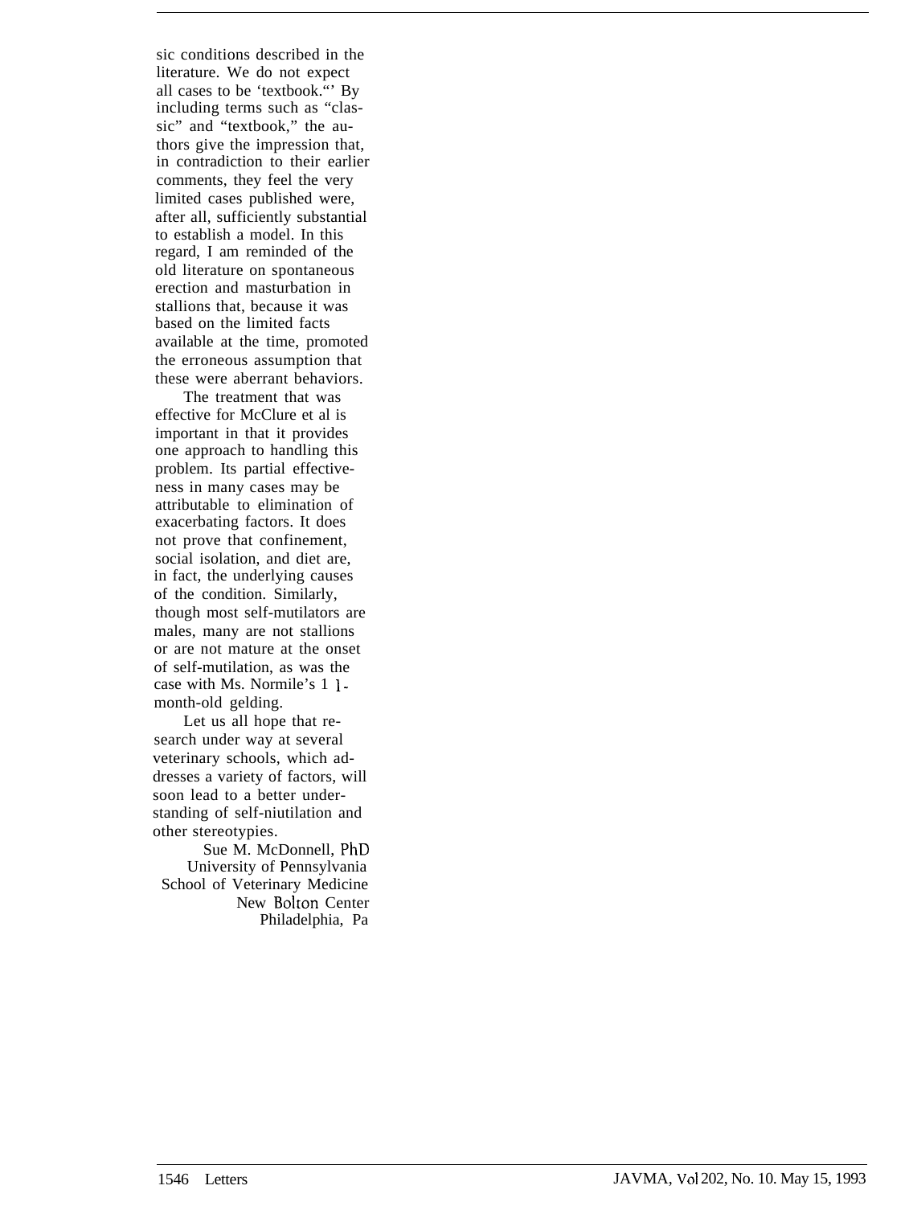sic conditions described in the literature. We do not expect all cases to be 'textbook."' By including terms such as "classic" and "textbook," the authors give the impression that, in contradiction to their earlier comments, they feel the very limited cases published were, after all, sufficiently substantial to establish a model. In this regard, I am reminded of the old literature on spontaneous erection and masturbation in stallions that, because it was based on the limited facts available at the time, promoted the erroneous assumption that these were aberrant behaviors.

The treatment that was effective for McClure et al is important in that it provides one approach to handling this problem. Its partial effectiveness in many cases may be attributable to elimination of exacerbating factors. It does not prove that confinement, social isolation, and diet are, in fact, the underlying causes of the condition. Similarly, though most self-mutilators are males, many are not stallions or are not mature at the onset of self-mutilation, as was the case with Ms. Normile's 11-month-old gelding.

Let us all hope that research under way at several veterinary schools, which addresses a variety of factors, will soon lead to a better understanding of self-niutilation and other stereotypies.

Sue M. McDonnell, PhD
University of Pennsylvania
School of Veterinary Medicine
New Bolton Center
Philadelphia, Pa